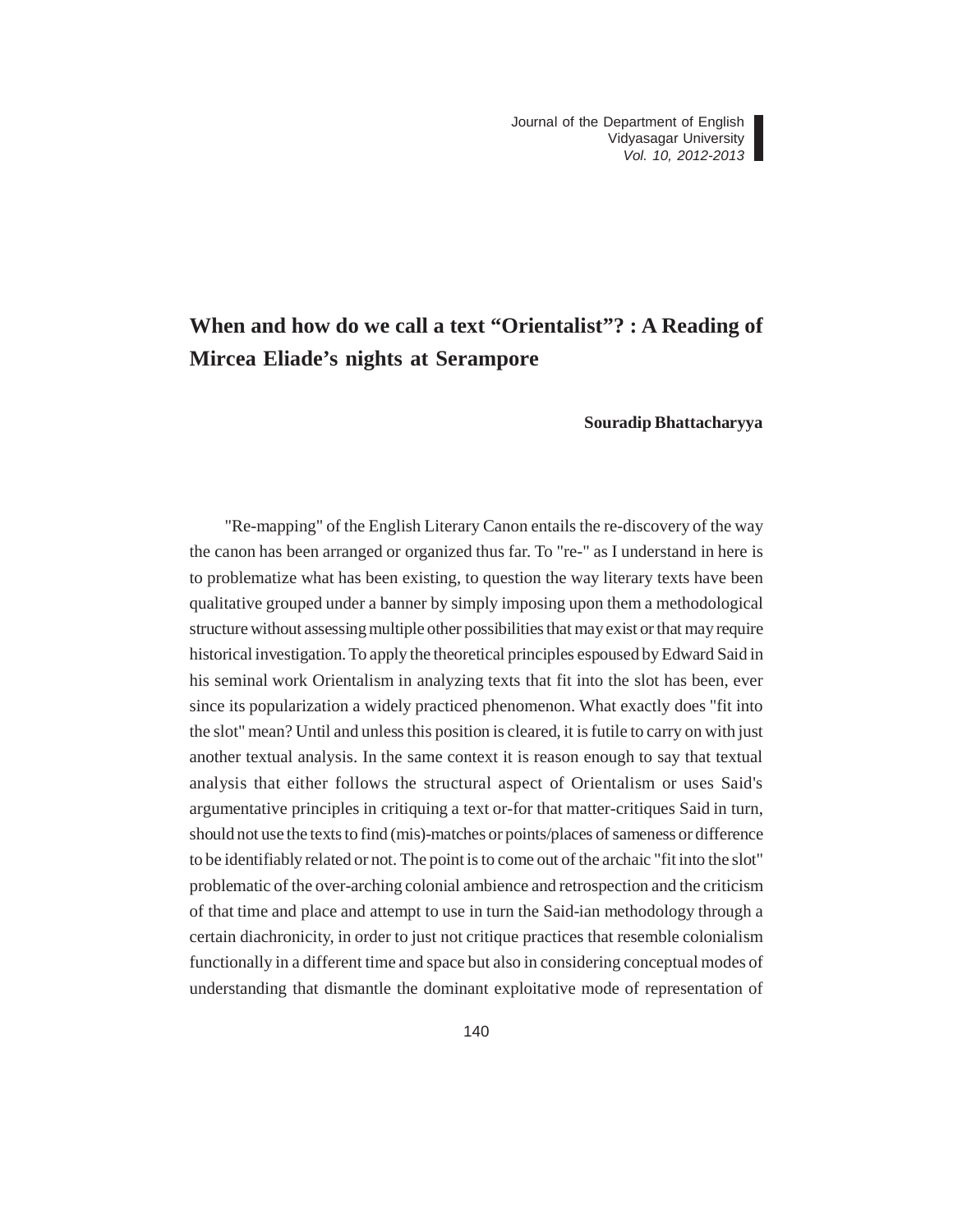# When and how do we call a text "Orientalist"? : A Reading of Mircea Eliade's nights at Serampore

**Souradip Bhattacharyya**

"Re-mapping" of the English Literary Canon entails the re-discovery of the way the canon has been arranged or organized thus far. To "re-" as I understand in here is to problematize what has been existing, to question the way literary texts have been qualitative grouped under a banner by simply imposing upon them a methodological structure without assessing multiple other possibilities that may exist or that may require historical investigation. To apply the theoretical principles espoused by Edward Said in his seminal work Orientalism in analyzing texts that fit into the slot has been, ever since its popularization a widely practiced phenomenon. What exactly does "fit into the slot" mean? Until and unless this position is cleared, it is futile to carry on with just another textual analysis. In the same context it is reason enough to say that textual analysis that either follows the structural aspect of Orientalism or uses Said's argumentative principles in critiquing a text or-for that matter-critiques Said in turn, should not use the texts to find (mis)-matches or points/places of sameness or difference to be identifiably related or not. The point is to come out of the archaic "fit into the slot" problematic of the over-arching colonial ambience and retrospection and the criticism of that time and place and attempt to use in turn the Said-ian methodology through a certain diachronicity, in order to just not critique practices that resemble colonialism functionally in a different time and space but also in considering conceptual modes of understanding that dismantle the dominant exploitative mode of representation of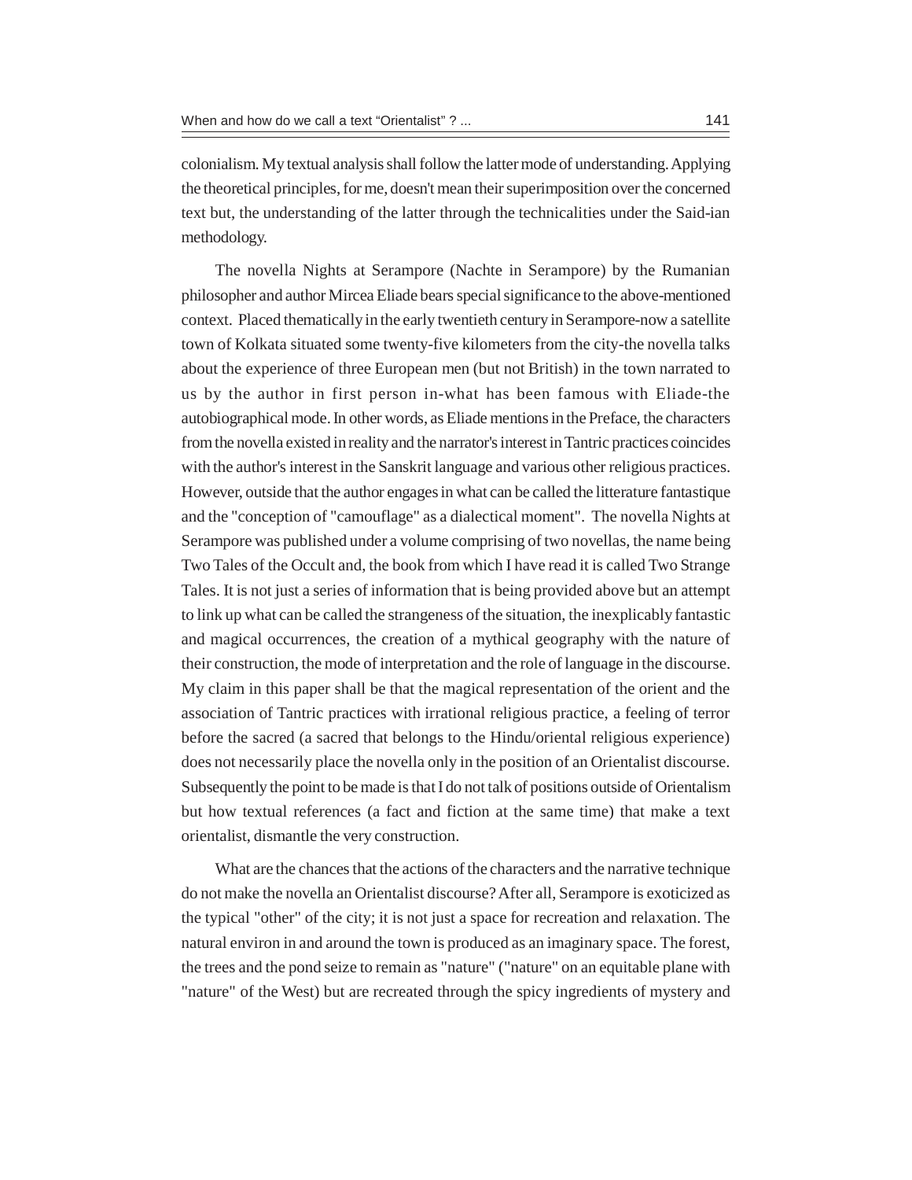colonialism. My textual analysis shall follow the latter mode of understanding. Applying the theoretical principles, for me, doesn't mean their superimposition over the concerned text but, the understanding of the latter through the technicalities under the Said-ian methodology.

The novella Nights at Serampore (Nachte in Serampore) by the Rumanian philosopher and author Mircea Eliade bears special significance to the above-mentioned context. Placed thematically in the early twentieth century in Serampore-now a satellite town of Kolkata situated some twenty-five kilometers from the city-the novella talks about the experience of three European men (but not British) in the town narrated to us by the author in first person in-what has been famous with Eliade-the autobiographical mode. In other words, as Eliade mentions in the Preface, the characters from the novella existed in reality and the narrator's interest in Tantric practices coincides with the author's interest in the Sanskrit language and various other religious practices. However, outside that the author engages in what can be called the litterature fantastique and the "conception of "camouflage" as a dialectical moment". The novella Nights at Serampore was published under a volume comprising of two novellas, the name being Two Tales of the Occult and, the book from which I have read it is called Two Strange Tales. It is not just a series of information that is being provided above but an attempt to link up what can be called the strangeness of the situation, the inexplicably fantastic and magical occurrences, the creation of a mythical geography with the nature of their construction, the mode of interpretation and the role of language in the discourse. My claim in this paper shall be that the magical representation of the orient and the association of Tantric practices with irrational religious practice, a feeling of terror before the sacred (a sacred that belongs to the Hindu/oriental religious experience) does not necessarily place the novella only in the position of an Orientalist discourse. Subsequently the point to be made is that I do not talk of positions outside of Orientalism but how textual references (a fact and fiction at the same time) that make a text orientalist, dismantle the very construction.

What are the chances that the actions of the characters and the narrative technique do not make the novella an Orientalist discourse? After all, Serampore is exoticized as the typical "other" of the city; it is not just a space for recreation and relaxation. The natural environ in and around the town is produced as an imaginary space. The forest, the trees and the pond seize to remain as "nature" ("nature" on an equitable plane with "nature" of the West) but are recreated through the spicy ingredients of mystery and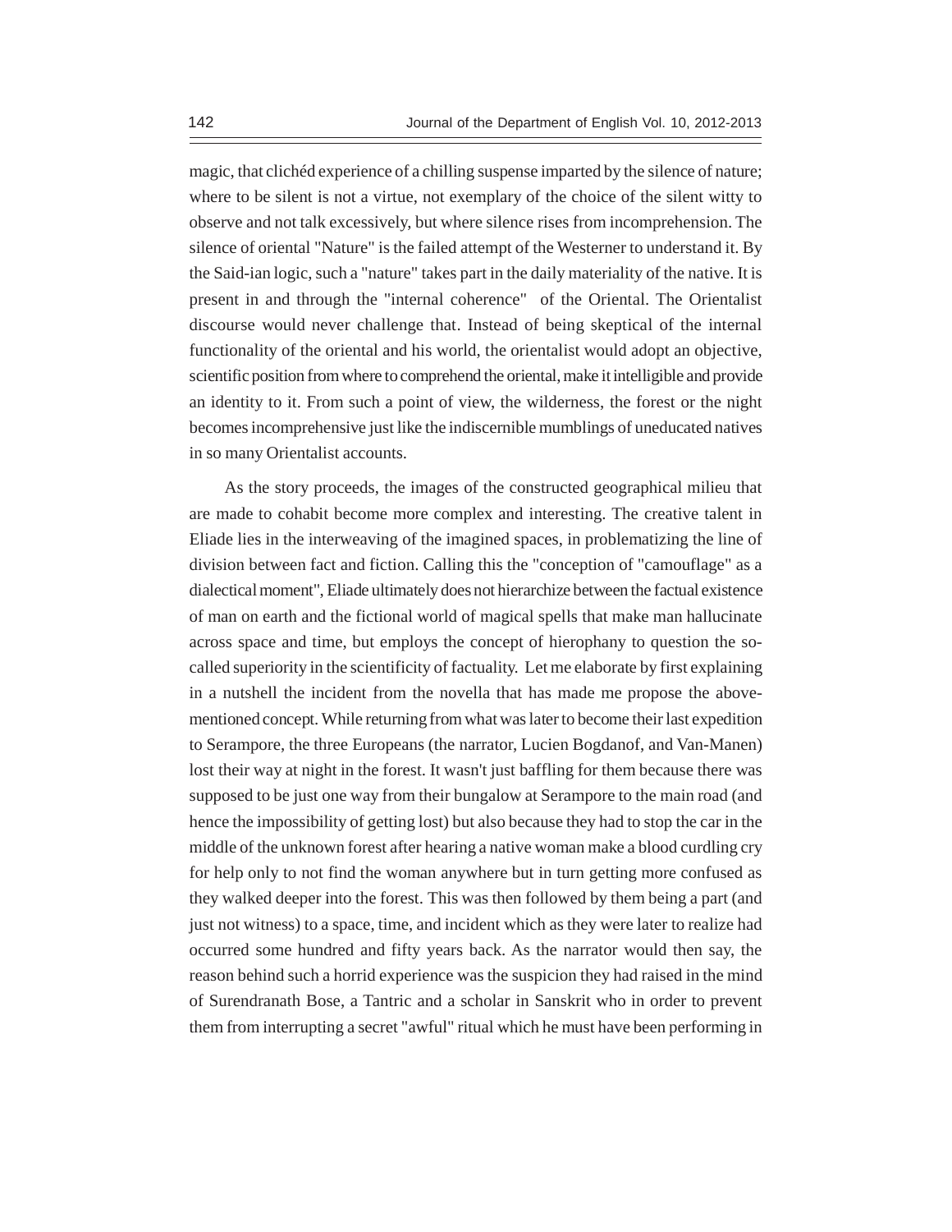magic, that clichéd experience of a chilling suspense imparted by the silence of nature; where to be silent is not a virtue, not exemplary of the choice of the silent witty to observe and not talk excessively, but where silence rises from incomprehension. The silence of oriental "Nature" is the failed attempt of the Westerner to understand it. By the Said-ian logic, such a "nature" takes part in the daily materiality of the native. It is present in and through the "internal coherence" of the Oriental. The Orientalist discourse would never challenge that. Instead of being skeptical of the internal functionality of the oriental and his world, the orientalist would adopt an objective, scientific position from where to comprehend the oriental, make it intelligible and provide an identity to it. From such a point of view, the wilderness, the forest or the night becomes incomprehensive just like the indiscernible mumblings of uneducated natives in so many Orientalist accounts.

As the story proceeds, the images of the constructed geographical milieu that are made to cohabit become more complex and interesting. The creative talent in Eliade lies in the interweaving of the imagined spaces, in problematizing the line of division between fact and fiction. Calling this the "conception of "camouflage" as a dialectical moment", Eliade ultimately does not hierarchize between the factual existence of man on earth and the fictional world of magical spells that make man hallucinate across space and time, but employs the concept of hierophany to question the so-called superiority in the scientificity of factuality. Let me elaborate by first explaining in a nutshell the incident from the novella that has made me propose the above-mentioned concept. While returning from what was later to become their last expedition to Serampore, the three Europeans (the narrator, Lucien Bogdanof, and Van-Manen) lost their way at night in the forest. It wasn't just baffling for them because there was supposed to be just one way from their bungalow at Serampore to the main road (and hence the impossibility of getting lost) but also because they had to stop the car in the middle of the unknown forest after hearing a native woman make a blood curdling cry for help only to not find the woman anywhere but in turn getting more confused as they walked deeper into the forest. This was then followed by them being a part (and just not witness) to a space, time, and incident which as they were later to realize had occurred some hundred and fifty years back. As the narrator would then say, the reason behind such a horrid experience was the suspicion they had raised in the mind of Surendranath Bose, a Tantric and a scholar in Sanskrit who in order to prevent them from interrupting a secret "awful" ritual which he must have been performing in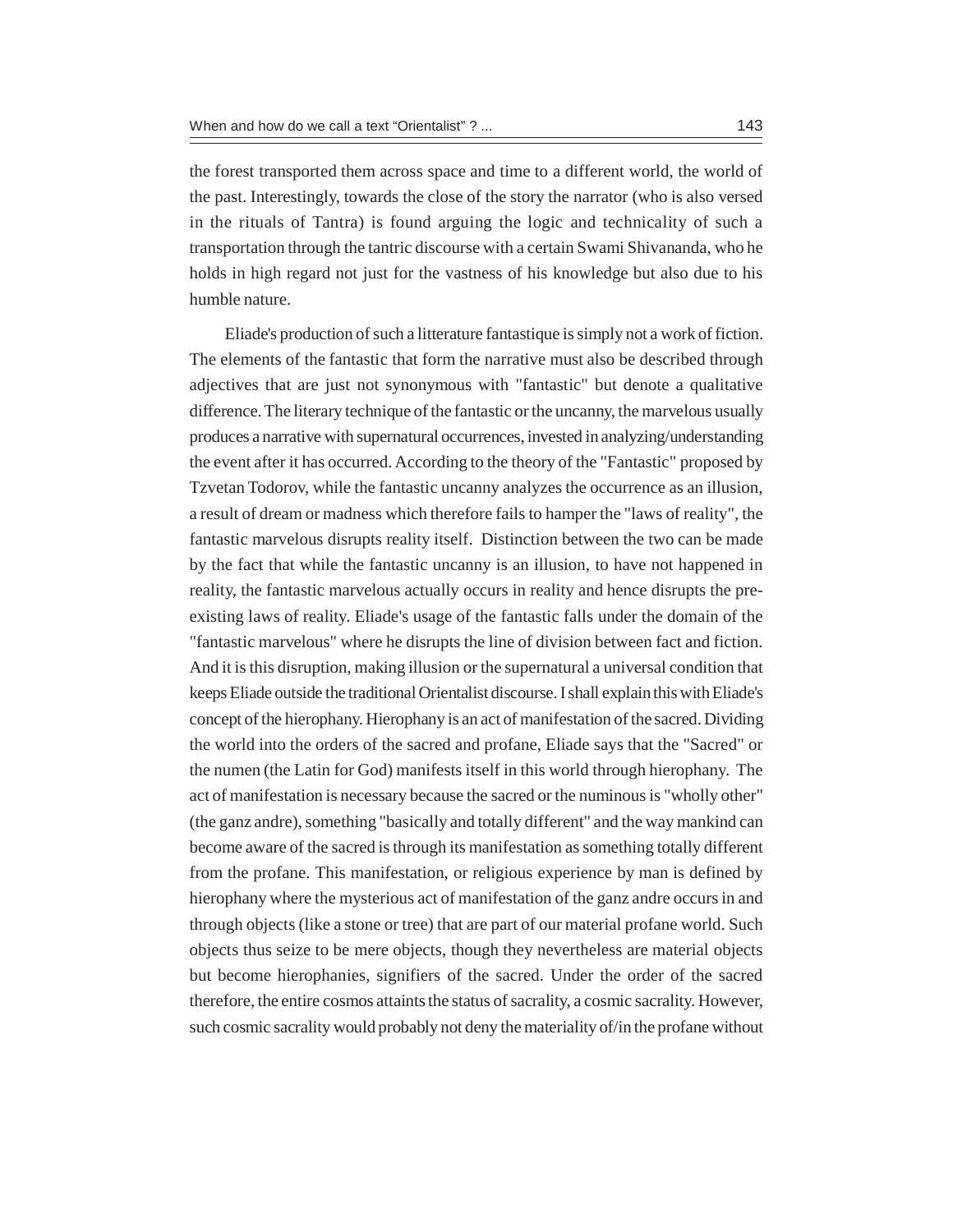the forest transported them across space and time to a different world, the world of the past. Interestingly, towards the close of the story the narrator (who is also versed in the rituals of Tantra) is found arguing the logic and technicality of such a transportation through the tantric discourse with a certain Swami Shivananda, who he holds in high regard not just for the vastness of his knowledge but also due to his humble nature.

Eliade's production of such a litterature fantastique is simply not a work of fiction. The elements of the fantastic that form the narrative must also be described through adjectives that are just not synonymous with "fantastic" but denote a qualitative difference. The literary technique of the fantastic or the uncanny, the marvelous usually produces a narrative with supernatural occurrences, invested in analyzing/understanding the event after it has occurred. According to the theory of the "Fantastic" proposed by Tzvetan Todorov, while the fantastic uncanny analyzes the occurrence as an illusion, a result of dream or madness which therefore fails to hamper the "laws of reality", the fantastic marvelous disrupts reality itself. Distinction between the two can be made by the fact that while the fantastic uncanny is an illusion, to have not happened in reality, the fantastic marvelous actually occurs in reality and hence disrupts the pre-existing laws of reality. Eliade's usage of the fantastic falls under the domain of the "fantastic marvelous" where he disrupts the line of division between fact and fiction. And it is this disruption, making illusion or the supernatural a universal condition that keeps Eliade outside the traditional Orientalist discourse. I shall explain this with Eliade's concept of the hierophany. Hierophany is an act of manifestation of the sacred. Dividing the world into the orders of the sacred and profane, Eliade says that the "Sacred" or the numen (the Latin for God) manifests itself in this world through hierophany. The act of manifestation is necessary because the sacred or the numinous is "wholly other" (the ganz andre), something "basically and totally different" and the way mankind can become aware of the sacred is through its manifestation as something totally different from the profane. This manifestation, or religious experience by man is defined by hierophany where the mysterious act of manifestation of the ganz andre occurs in and through objects (like a stone or tree) that are part of our material profane world. Such objects thus seize to be mere objects, though they nevertheless are material objects but become hierophanies, signifiers of the sacred. Under the order of the sacred therefore, the entire cosmos attaints the status of sacrality, a cosmic sacrality. However, such cosmic sacrality would probably not deny the materiality of/in the profane without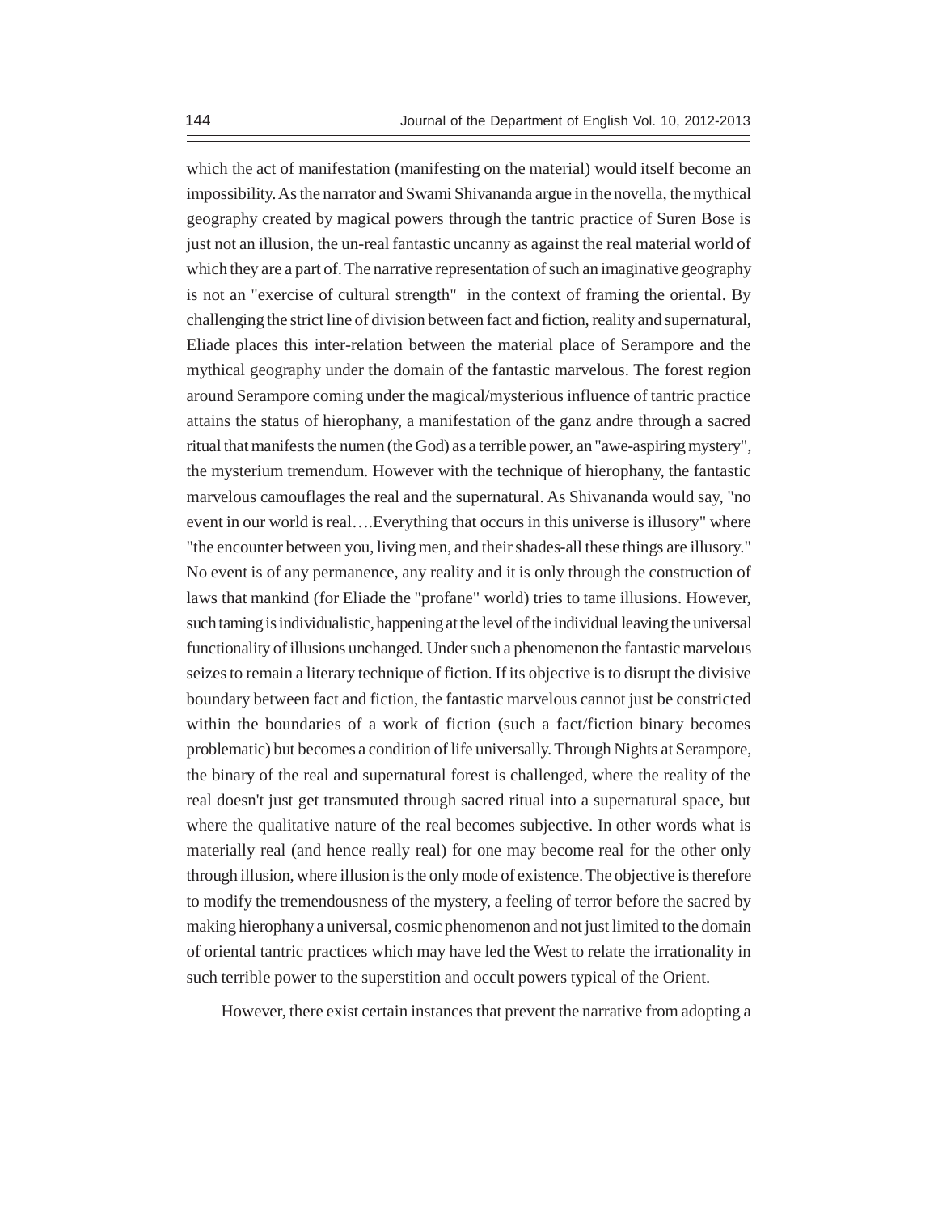which the act of manifestation (manifesting on the material) would itself become an impossibility. As the narrator and Swami Shivananda argue in the novella, the mythical geography created by magical powers through the tantric practice of Suren Bose is just not an illusion, the un-real fantastic uncanny as against the real material world of which they are a part of. The narrative representation of such an imaginative geography is not an "exercise of cultural strength" in the context of framing the oriental. By challenging the strict line of division between fact and fiction, reality and supernatural, Eliade places this inter-relation between the material place of Serampore and the mythical geography under the domain of the fantastic marvelous. The forest region around Serampore coming under the magical/mysterious influence of tantric practice attains the status of hierophany, a manifestation of the ganz andre through a sacred ritual that manifests the numen (the God) as a terrible power, an "awe-aspiring mystery", the mysterium tremendum. However with the technique of hierophany, the fantastic marvelous camouflages the real and the supernatural. As Shivananda would say, "no event in our world is real….Everything that occurs in this universe is illusory" where "the encounter between you, living men, and their shades-all these things are illusory." No event is of any permanence, any reality and it is only through the construction of laws that mankind (for Eliade the "profane" world) tries to tame illusions. However, such taming is individualistic, happening at the level of the individual leaving the universal functionality of illusions unchanged. Under such a phenomenon the fantastic marvelous seizes to remain a literary technique of fiction. If its objective is to disrupt the divisive boundary between fact and fiction, the fantastic marvelous cannot just be constricted within the boundaries of a work of fiction (such a fact/fiction binary becomes problematic) but becomes a condition of life universally. Through Nights at Serampore, the binary of the real and supernatural forest is challenged, where the reality of the real doesn't just get transmuted through sacred ritual into a supernatural space, but where the qualitative nature of the real becomes subjective. In other words what is materially real (and hence really real) for one may become real for the other only through illusion, where illusion is the only mode of existence. The objective is therefore to modify the tremendousness of the mystery, a feeling of terror before the sacred by making hierophany a universal, cosmic phenomenon and not just limited to the domain of oriental tantric practices which may have led the West to relate the irrationality in such terrible power to the superstition and occult powers typical of the Orient.

However, there exist certain instances that prevent the narrative from adopting a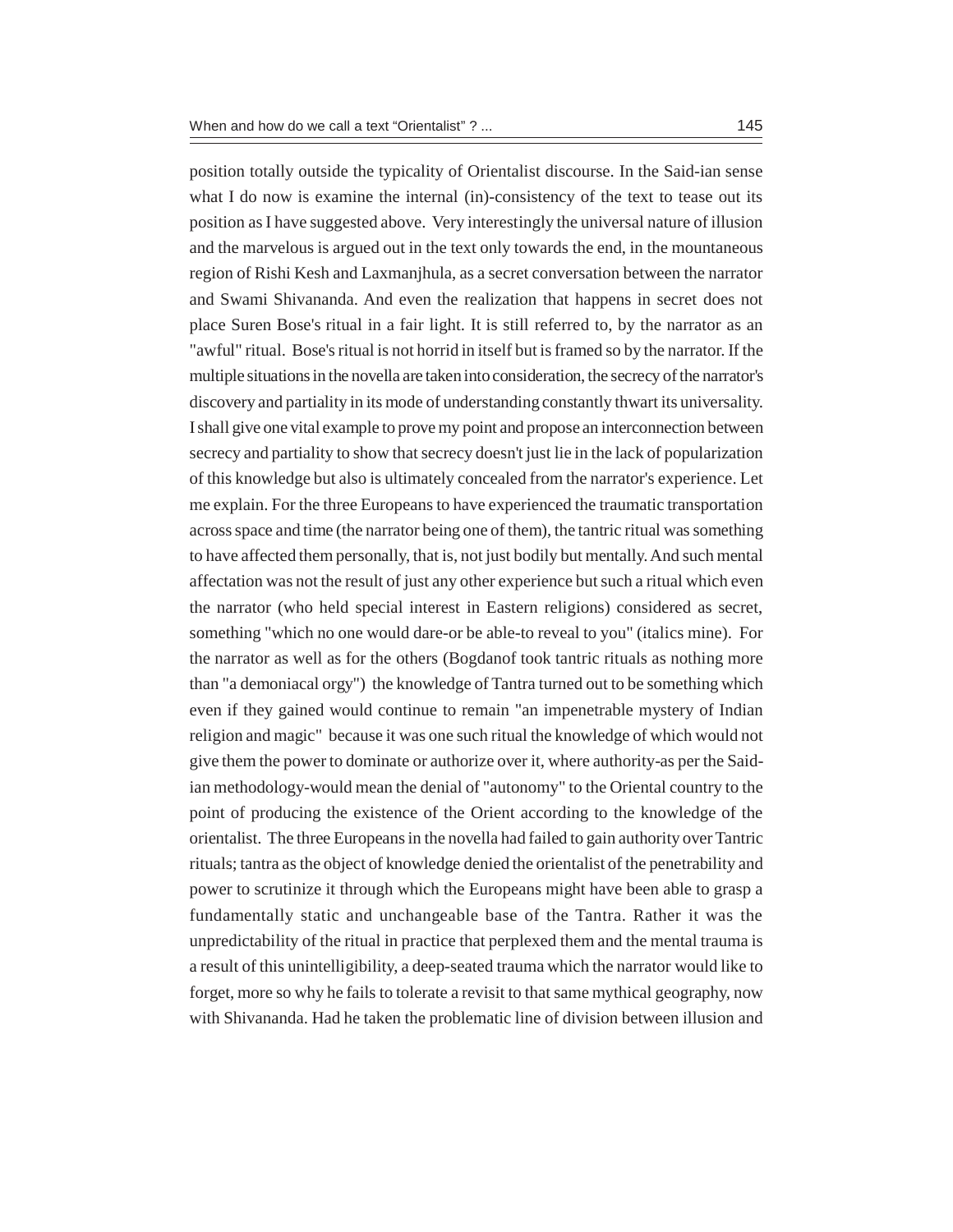position totally outside the typicality of Orientalist discourse. In the Said-ian sense what I do now is examine the internal (in)-consistency of the text to tease out its position as I have suggested above. Very interestingly the universal nature of illusion and the marvelous is argued out in the text only towards the end, in the mountaneous region of Rishi Kesh and Laxmanjhula, as a secret conversation between the narrator and Swami Shivananda. And even the realization that happens in secret does not place Suren Bose's ritual in a fair light. It is still referred to, by the narrator as an "awful" ritual. Bose's ritual is not horrid in itself but is framed so by the narrator. If the multiple situations in the novella are taken into consideration, the secrecy of the narrator's discovery and partiality in its mode of understanding constantly thwart its universality. I shall give one vital example to prove my point and propose an interconnection between secrecy and partiality to show that secrecy doesn't just lie in the lack of popularization of this knowledge but also is ultimately concealed from the narrator's experience. Let me explain. For the three Europeans to have experienced the traumatic transportation across space and time (the narrator being one of them), the tantric ritual was something to have affected them personally, that is, not just bodily but mentally. And such mental affectation was not the result of just any other experience but such a ritual which even the narrator (who held special interest in Eastern religions) considered as secret, something "which no one would dare-or be able-to reveal to you" (italics mine). For the narrator as well as for the others (Bogdanof took tantric rituals as nothing more than "a demoniacal orgy") the knowledge of Tantra turned out to be something which even if they gained would continue to remain "an impenetrable mystery of Indian religion and magic" because it was one such ritual the knowledge of which would not give them the power to dominate or authorize over it, where authority-as per the Said-ian methodology-would mean the denial of "autonomy" to the Oriental country to the point of producing the existence of the Orient according to the knowledge of the orientalist. The three Europeans in the novella had failed to gain authority over Tantric rituals; tantra as the object of knowledge denied the orientalist of the penetrability and power to scrutinize it through which the Europeans might have been able to grasp a fundamentally static and unchangeable base of the Tantra. Rather it was the unpredictability of the ritual in practice that perplexed them and the mental trauma is a result of this unintelligibility, a deep-seated trauma which the narrator would like to forget, more so why he fails to tolerate a revisit to that same mythical geography, now with Shivananda. Had he taken the problematic line of division between illusion and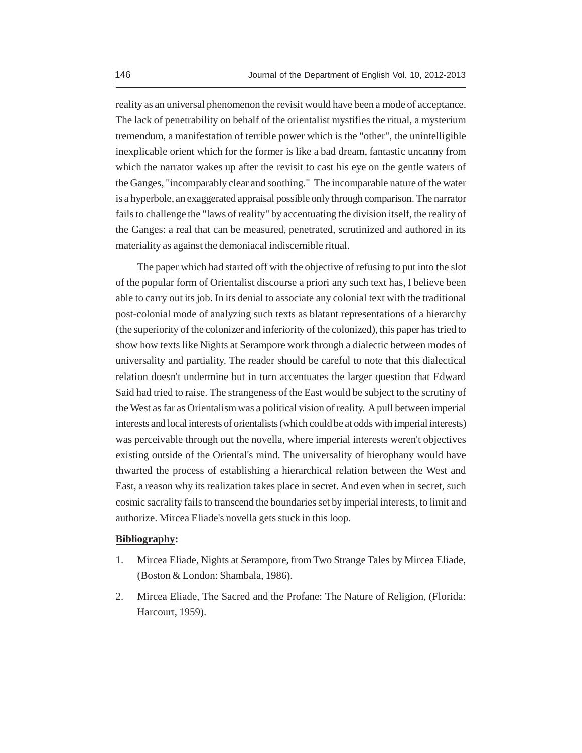reality as an universal phenomenon the revisit would have been a mode of acceptance. The lack of penetrability on behalf of the orientalist mystifies the ritual, a mysterium tremendum, a manifestation of terrible power which is the "other", the unintelligible inexplicable orient which for the former is like a bad dream, fantastic uncanny from which the narrator wakes up after the revisit to cast his eye on the gentle waters of the Ganges, "incomparably clear and soothing." The incomparable nature of the water is a hyperbole, an exaggerated appraisal possible only through comparison. The narrator fails to challenge the "laws of reality" by accentuating the division itself, the reality of the Ganges: a real that can be measured, penetrated, scrutinized and authored in its materiality as against the demoniacal indiscernible ritual.

The paper which had started off with the objective of refusing to put into the slot of the popular form of Orientalist discourse a priori any such text has, I believe been able to carry out its job. In its denial to associate any colonial text with the traditional post-colonial mode of analyzing such texts as blatant representations of a hierarchy (the superiority of the colonizer and inferiority of the colonized), this paper has tried to show how texts like Nights at Serampore work through a dialectic between modes of universality and partiality. The reader should be careful to note that this dialectical relation doesn't undermine but in turn accentuates the larger question that Edward Said had tried to raise. The strangeness of the East would be subject to the scrutiny of the West as far as Orientalism was a political vision of reality. A pull between imperial interests and local interests of orientalists (which could be at odds with imperial interests) was perceivable through out the novella, where imperial interests weren't objectives existing outside of the Oriental's mind. The universality of hierophany would have thwarted the process of establishing a hierarchical relation between the West and East, a reason why its realization takes place in secret. And even when in secret, such cosmic sacrality fails to transcend the boundaries set by imperial interests, to limit and authorize. Mircea Eliade's novella gets stuck in this loop.

**Bibliography:**

1. Mircea Eliade, Nights at Serampore, from Two Strange Tales by Mircea Eliade, (Boston & London: Shambala, 1986).
2. Mircea Eliade, The Sacred and the Profane: The Nature of Religion, (Florida: Harcourt, 1959).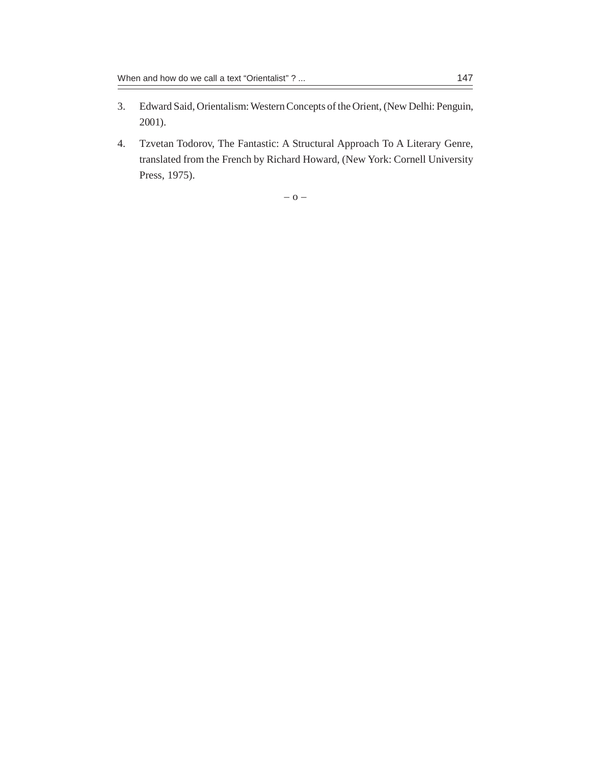3. Edward Said, Orientalism: Western Concepts of the Orient, (New Delhi: Penguin, 2001).

4. Tzvetan Todorov, The Fantastic: A Structural Approach To A Literary Genre, translated from the French by Richard Howard, (New York: Cornell University Press, 1975).

– o –